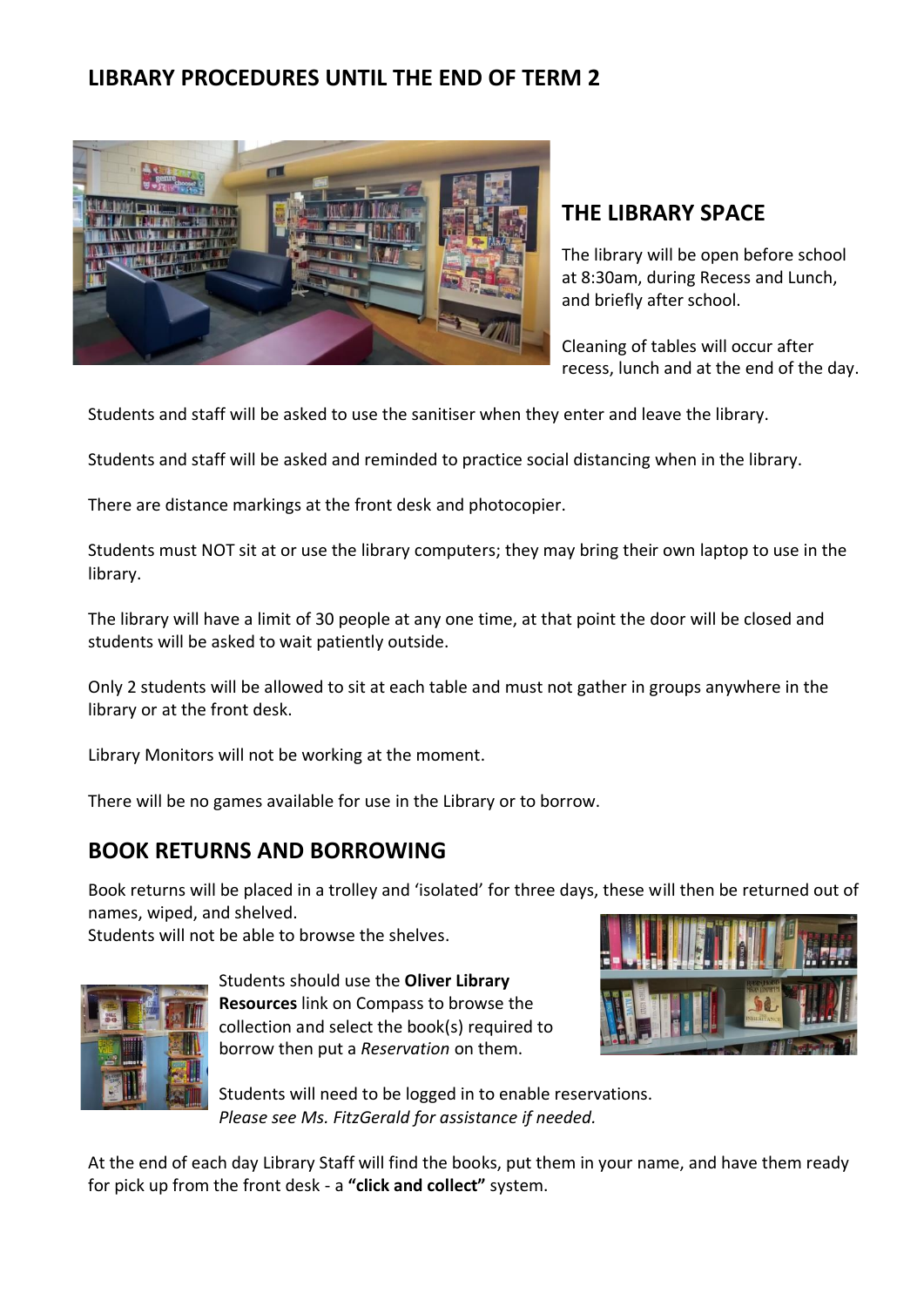# LIBRARY PROCEDURES UNTIL THE END OF TERM 2

## THE LIBRARY SPACE

The library will be open before school at 8:30am, during Recess and Lunch, and briefly after school.

Cleaning of tables will occur after recess, lunch and at the end of the day.

Students and staff will be asked to use the sanitiser when they enter and leave the library.

Students and staff will be asked and reminded to practice social distancing when in the library.

There are distance markings at the front desk and photocopier.

Students must NOT sit at or use the library computers; they may bring their own laptop to use in the library.

The library will have a limit of 30 people at any one time, at that point the door will be closed and students will be asked to wait patiently outside.

Only 2 students will be allowed to sit at each table and must not gather in groups anywhere in the library or at the front desk.

Library Monitors will not be working at the moment.

There will be no games available for use in the Library or to borrow.

## BOOK RETURNS AND BORROWING

Book returns will be placed in a trolley and 'isolated' for three days, these will then be returned out of names, wiped, and shelved.
Students will not be able to browse the shelves.

Students should use the **Oliver Library Resources** link on Compass to browse the collection and select the book(s) required to borrow then put a *Reservation* on them.

Students will need to be logged in to enable reservations.
*Please see Ms. FitzGerald for assistance if needed.*

At the end of each day Library Staff will find the books, put them in your name, and have them ready for pick up from the front desk - a **"click and collect"** system.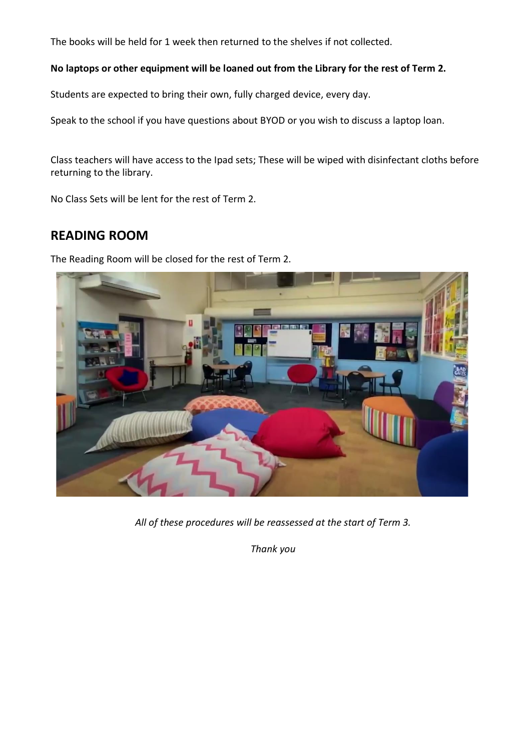The books will be held for 1 week then returned to the shelves if not collected.

**No laptops or other equipment will be loaned out from the Library for the rest of Term 2.**

Students are expected to bring their own, fully charged device, every day.

Speak to the school if you have questions about BYOD or you wish to discuss a laptop loan.

Class teachers will have access to the Ipad sets; These will be wiped with disinfectant cloths before returning to the library.

No Class Sets will be lent for the rest of Term 2.

## READING ROOM

The Reading Room will be closed for the rest of Term 2.

*All of these procedures will be reassessed at the start of Term 3.*

*Thank you*